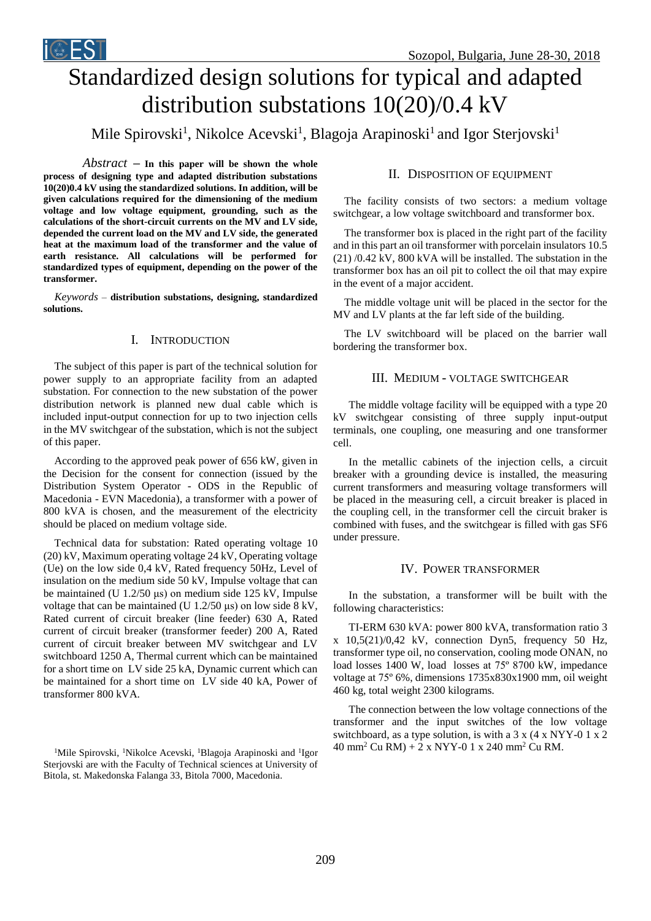# Standardized design solutions for typical and adapted distribution substations 10(20)/0.4 kV

Mile Spirovski[1], Nikolce Acevski[1], Blagoja Arapinoski[1] and Igor Sterjovski[1]

*Abstract* – **In this paper will be shown the whole process of designing type and adapted distribution substations 10(20)0.4 kV using the standardized solutions. In addition, will be given calculations required for the dimensioning of the medium voltage and low voltage equipment, grounding, such as the calculations of the short-circuit currents on the MV and LV side, depended the current load on the MV and LV side, the generated heat at the maximum load of the transformer and the value of earth resistance. All calculations will be performed for standardized types of equipment, depending on the power of the transformer.**

*Keywords* – **distribution substations, designing, standardized solutions.**

## I. Introduction

The subject of this paper is part of the technical solution for power supply to an appropriate facility from an adapted substation. For connection to the new substation of the power distribution network is planned new dual cable which is included input-output connection for up to two injection cells in the MV switchgear of the substation, which is not the subject of this paper.

According to the approved peak power of 656 kW, given in the Decision for the consent for connection (issued by the Distribution System Operator - ODS in the Republic of Macedonia - EVN Macedonia), a transformer with a power of 800 kVA is chosen, and the measurement of the electricity should be placed on medium voltage side.

Technical data for substation: Rated operating voltage 10 (20) kV, Maximum operating voltage 24 kV, Operating voltage (Ue) on the low side 0,4 kV, Rated frequency 50Hz, Level of insulation on the medium side 50 kV, Impulse voltage that can be maintained (U 1.2/50 μs) on medium side 125 kV, Impulse voltage that can be maintained (U 1.2/50 μs) on low side 8 kV, Rated current of circuit breaker (line feeder) 630 A, Rated current of circuit breaker (transformer feeder) 200 A, Rated current of circuit breaker between MV switchgear and LV switchboard 1250 A, Thermal current which can be maintained for a short time on LV side 25 kA, Dynamic current which can be maintained for a short time on LV side 40 kA, Power of transformer 800 kVA.

[1]Mile Spirovski, [1]Nikolce Acevski, [1]Blagoja Arapinoski and [1]Igor Sterjovski are with the Faculty of Technical sciences at University of Bitola, st. Makedonska Falanga 33, Bitola 7000, Macedonia.

## II. Disposition of equipment

The facility consists of two sectors: a medium voltage switchgear, a low voltage switchboard and transformer box.

The transformer box is placed in the right part of the facility and in this part an oil transformer with porcelain insulators 10.5 (21) /0.42 kV, 800 kVA will be installed. The substation in the transformer box has an oil pit to collect the oil that may expire in the event of a major accident.

The middle voltage unit will be placed in the sector for the MV and LV plants at the far left side of the building.

The LV switchboard will be placed on the barrier wall bordering the transformer box.

## III. Medium - voltage switchgear

The middle voltage facility will be equipped with a type 20 kV switchgear consisting of three supply input-output terminals, one coupling, one measuring and one transformer cell.

In the metallic cabinets of the injection cells, a circuit breaker with a grounding device is installed, the measuring current transformers and measuring voltage transformers will be placed in the measuring cell, a circuit breaker is placed in the coupling cell, in the transformer cell the circuit braker is combined with fuses, and the switchgear is filled with gas SF6 under pressure.

## IV. Power transformer

In the substation, a transformer will be built with the following characteristics:

TI-ERM 630 kVA: power 800 kVA, transformation ratio 3 x 10,5(21)/0,42 kV, connection Dyn5, frequency 50 Hz, transformer type oil, no conservation, cooling mode ONAN, no load losses 1400 W, load losses at 75º 8700 kW, impedance voltage at 75º 6%, dimensions 1735x830x1900 mm, oil weight 460 kg, total weight 2300 kilograms.

The connection between the low voltage connections of the transformer and the input switches of the low voltage switchboard, as a type solution, is with a 3 x (4 x NYY-0 1 x 2 40 mm$^2$ Cu RM) + 2 x NYY-0 1 x 240 mm$^2$ Cu RM.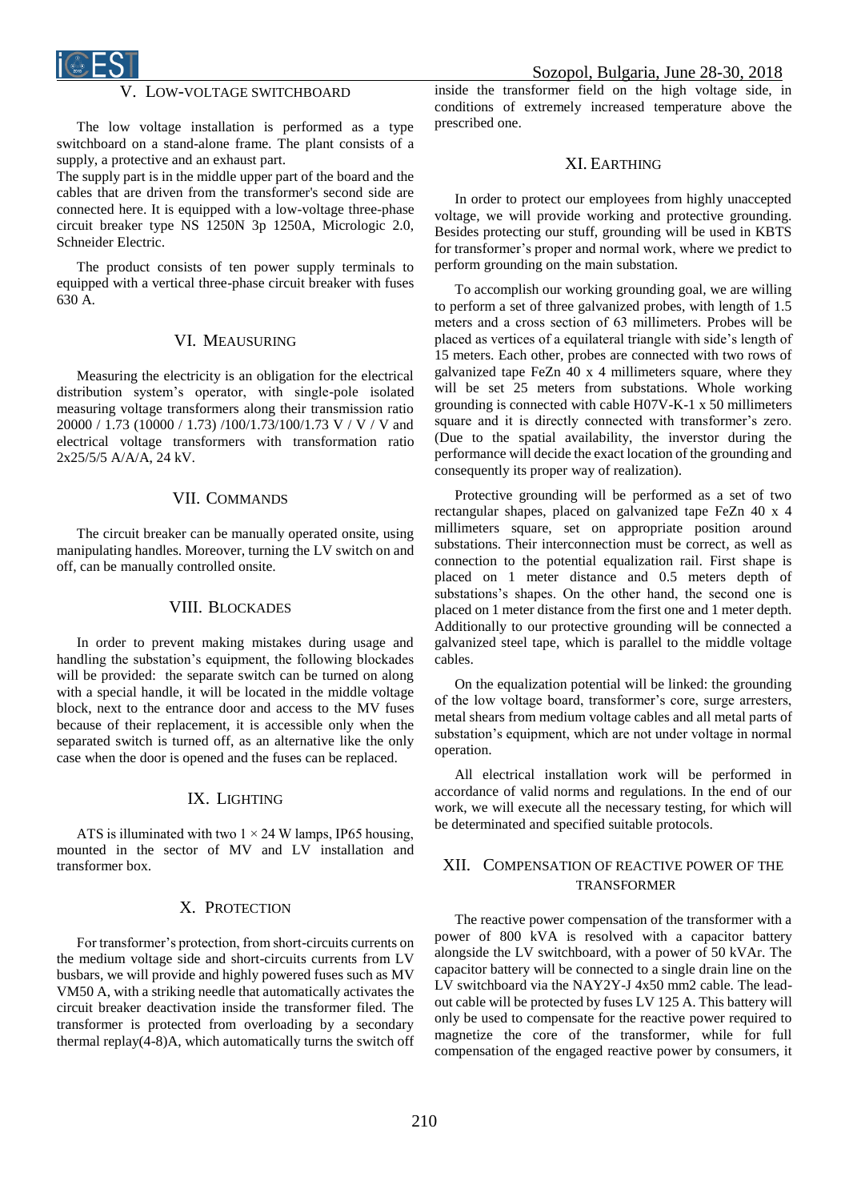## V. LOW-VOLTAGE SWITCHBOARD

The low voltage installation is performed as a type switchboard on a stand-alone frame. The plant consists of a supply, a protective and an exhaust part.
The supply part is in the middle upper part of the board and the cables that are driven from the transformer's second side are connected here. It is equipped with a low-voltage three-phase circuit breaker type NS 1250N 3p 1250A, Micrologic 2.0, Schneider Electric.

The product consists of ten power supply terminals to equipped with a vertical three-phase circuit breaker with fuses 630 A.

## VI. MEAUSURING

Measuring the electricity is an obligation for the electrical distribution system's operator, with single-pole isolated measuring voltage transformers along their transmission ratio 20000 / 1.73 (10000 / 1.73) /100/1.73/100/1.73 V / V / V and electrical voltage transformers with transformation ratio 2x25/5/5 A/A/A, 24 kV.

## VII. COMMANDS

The circuit breaker can be manually operated onsite, using manipulating handles. Moreover, turning the LV switch on and off, can be manually controlled onsite.

## VIII. BLOCKADES

In order to prevent making mistakes during usage and handling the substation's equipment, the following blockades will be provided: the separate switch can be turned on along with a special handle, it will be located in the middle voltage block, next to the entrance door and access to the MV fuses because of their replacement, it is accessible only when the separated switch is turned off, as an alternative like the only case when the door is opened and the fuses can be replaced.

## IX. LIGHTING

ATS is illuminated with two $1 \times 24$ W lamps, IP65 housing, mounted in the sector of MV and LV installation and transformer box.

## X. PROTECTION

For transformer's protection, from short-circuits currents on the medium voltage side and short-circuits currents from LV busbars, we will provide and highly powered fuses such as MV VM50 A, with a striking needle that automatically activates the circuit breaker deactivation inside the transformer filed. The transformer is protected from overloading by a secondary thermal replay(4-8)A, which automatically turns the switch off inside the transformer field on the high voltage side, in conditions of extremely increased temperature above the prescribed one.

## XI. EARTHING

In order to protect our employees from highly unaccepted voltage, we will provide working and protective grounding. Besides protecting our stuff, grounding will be used in KBTS for transformer's proper and normal work, where we predict to perform grounding on the main substation.

To accomplish our working grounding goal, we are willing to perform a set of three galvanized probes, with length of 1.5 meters and a cross section of 63 millimeters. Probes will be placed as vertices of a equilateral triangle with side's length of 15 meters. Each other, probes are connected with two rows of galvanized tape FeZn 40 x 4 millimeters square, where they will be set 25 meters from substations. Whole working grounding is connected with cable H07V-K-1 x 50 millimeters square and it is directly connected with transformer's zero. (Due to the spatial availability, the inverstor during the performance will decide the exact location of the grounding and consequently its proper way of realization).

Protective grounding will be performed as a set of two rectangular shapes, placed on galvanized tape FeZn 40 x 4 millimeters square, set on appropriate position around substations. Their interconnection must be correct, as well as connection to the potential equalization rail. First shape is placed on 1 meter distance and 0.5 meters depth of substations's shapes. On the other hand, the second one is placed on 1 meter distance from the first one and 1 meter depth. Additionally to our protective grounding will be connected a galvanized steel tape, which is parallel to the middle voltage cables.

On the equalization potential will be linked: the grounding of the low voltage board, transformer's core, surge arresters, metal shears from medium voltage cables and all metal parts of substation's equipment, which are not under voltage in normal operation.

All electrical installation work will be performed in accordance of valid norms and regulations. In the end of our work, we will execute all the necessary testing, for which will be determinated and specified suitable protocols.

## XII. COMPENSATION OF REACTIVE POWER OF THE TRANSFORMER

The reactive power compensation of the transformer with a power of 800 kVA is resolved with a capacitor battery alongside the LV switchboard, with a power of 50 kVAr. The capacitor battery will be connected to a single drain line on the LV switchboard via the NAY2Y-J 4x50 mm2 cable. The lead-out cable will be protected by fuses LV 125 A. This battery will only be used to compensate for the reactive power required to magnetize the core of the transformer, while for full compensation of the engaged reactive power by consumers, it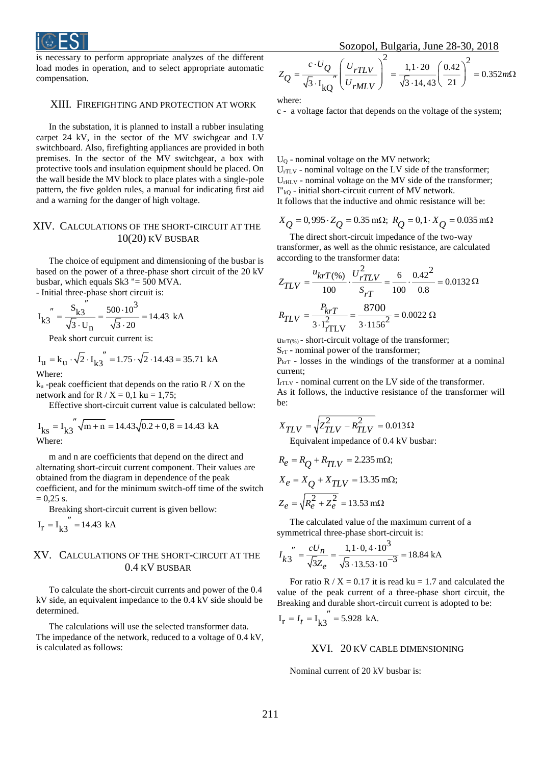is necessary to perform appropriate analyzes of the different load modes in operation, and to select appropriate automatic compensation.

## XIII. Firefighting and Protection at Work

In the substation, it is planned to install a rubber insulating carpet 24 kV, in the sector of the MV swichgear and LV switchboard. Also, firefighting appliances are provided in both premises. In the sector of the MV switchgear, a box with protective tools and insulation equipment should be placed. On the wall beside the MV block to place plates with a single-pole pattern, the five golden rules, a manual for indicating first aid and a warning for the danger of high voltage.

## XIV. Calculations of the Short-Circuit at the 10(20) kV Busbar

The choice of equipment and dimensioning of the busbar is based on the power of a three-phase short circuit of the 20 kV busbar, which equals Sk3 "= 500 MVA.

- Initial three-phase short circuit is:

$$I_{k3}'' = \frac{S_{k3}''}{\sqrt{3} \cdot U_n} = \frac{500 \cdot 10^3}{\sqrt{3} \cdot 20} = 14.43 \text{ kA}$$

Peak short curcuit current is:

$$I_u = k_u \cdot \sqrt{2} \cdot I_{k3}'' = 1.75 \cdot \sqrt{2} \cdot 14.43 = 35.71 \text{ kA}$$

Where:

$k_u$ -peak coefficient that depends on the ratio R / X on the network and for R / X = 0,1 ku = 1,75;

Effective short-circuit current value is calculated bellow:

$$I_{ks} = I_{k3}'' \sqrt{m+n} = 14.43\sqrt{0.2+0,8} = 14.43 \text{ kA}$$

Where:

m and n are coefficients that depend on the direct and alternating short-circuit current component. Their values are obtained from the diagram in dependence of the peak coefficient, and for the minimum switch-off time of the switch = 0,25 s.

Breaking short-circuit current is given bellow:

$$I_r = I_{k3}'' = 14.43 \text{ kA}$$

## XV. Calculations of the Short-Circuit at the 0.4 kV Busbar

To calculate the short-circuit currents and power of the 0.4 kV side, an equivalent impedance to the 0.4 kV side should be determined.

The calculations will use the selected transformer data. The impedance of the network, reduced to a voltage of 0.4 kV, is calculated as follows:

$$Z_Q = \frac{c \cdot U_Q}{\sqrt{3} \cdot I_{kQ}''}\left(\frac{U_{rTLV}}{U_{rMLV}}\right)^2 = \frac{1{,}1 \cdot 20}{\sqrt{3} \cdot 14{,}43}\left(\frac{0.42}{21}\right)^2 = 0.352 m\Omega$$

where:

c - a voltage factor that depends on the voltage of the system;

$U_Q$ - nominal voltage on the MV network;

$U_{rTLV}$ - nominal voltage on the LV side of the transformer;

$U_{rHLV}$ - nominal voltage on the MV side of the transformer;

$I''_{kQ}$ - initial short-circuit current of MV network.

It follows that the inductive and ohmic resistance will be:

$$X_Q = 0{,}995 \cdot Z_Q = 0.35 \text{ m}\Omega; \; R_Q = 0{,}1 \cdot X_Q = 0.035 \text{ m}\Omega$$

The direct short-circuit impedance of the two-way transformer, as well as the ohmic resistance, are calculated according to the transformer data:

$$Z_{TLV} = \frac{u_{krT(\%)}}{100} \cdot \frac{U_{rTLV}^2}{S_{rT}} = \frac{6}{100} \cdot \frac{0.42^2}{0.8} = 0.0132\,\Omega$$

$$R_{TLV} = \frac{P_{krT}}{3 \cdot I_{rTLV}^2} = \frac{8700}{3 \cdot 1156^2} = 0.0022\,\Omega$$

$u_{krT(\%)}$ - short-circuit voltage of the transformer;

$S_{rT}$ - nominal power of the transformer;

$P_{krT}$ - losses in the windings of the transformer at a nominal current;

$I_{rTLV}$ - nominal current on the LV side of the transformer.

As it follows, the inductive resistance of the transformer will be:

$$X_{TLV} = \sqrt{Z_{TLV}^2 - R_{TLV}^2} = 0.013\,\Omega$$

Equivalent impedance of 0.4 kV busbar:

$$R_e = R_Q + R_{TLV} = 2.235 \text{ m}\Omega;$$

$$X_e = X_Q + X_{TLV} = 13.35 \text{ m}\Omega;$$

$$Z_e = \sqrt{R_e^2 + Z_e^2} = 13.53 \text{ m}\Omega$$

The calculated value of the maximum current of a symmetrical three-phase short-circuit is:

$$I_{k3}'' = \frac{cU_n}{\sqrt{3}Z_e} = \frac{1{,}1 \cdot 0{,}4 \cdot 10^3}{\sqrt{3} \cdot 13.53 \cdot 10^{-3}} = 18.84 \text{ kA}$$

For ratio R / X = 0.17 it is read ku = 1.7 and calculated the value of the peak current of a three-phase short circuit, the Breaking and durable short-circuit current is adopted to be:

$$I_r = I_t = I_{k3}'' = 5.928 \text{ kA.}$$

## XVI. 20 kV Cable Dimensioning

Nominal current of 20 kV busbar is: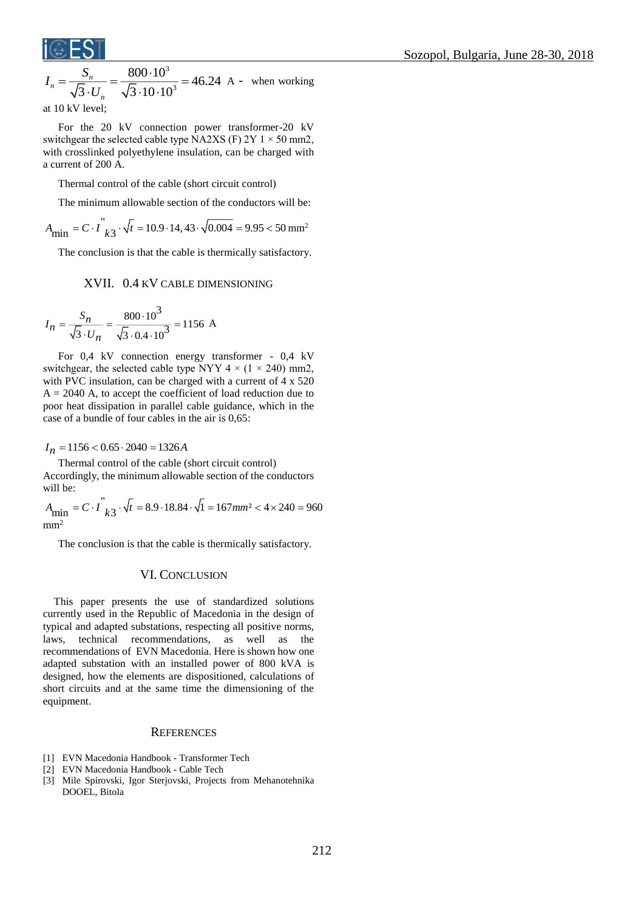$$I_n = \frac{S_n}{\sqrt{3} \cdot U_n} = \frac{800 \cdot 10^3}{\sqrt{3} \cdot 10 \cdot 10^3} = 46.24 \text{ A}$$ - when working at 10 kV level;

For the 20 kV connection power transformer-20 kV switchgear the selected cable type NA2XS (F) 2Y 1 × 50 mm2, with crosslinked polyethylene insulation, can be charged with a current of 200 A.

Thermal control of the cable (short circuit control)

The minimum allowable section of the conductors will be:

$$A_{\text{min}} = C \cdot I''_{k3} \cdot \sqrt{t} = 10.9 \cdot 14,43 \cdot \sqrt{0.004} = 9.95 < 50 \text{ mm}^2$$

The conclusion is that the cable is thermically satisfactory.

## XVII. 0.4 kV Cable Dimensioning

$$I_n = \frac{S_n}{\sqrt{3} \cdot U_n} = \frac{800 \cdot 10^3}{\sqrt{3} \cdot 0.4 \cdot 10^3} = 1156 \text{ A}$$

For 0,4 kV connection energy transformer - 0,4 kV switchgear, the selected cable type NYY 4 × (1 × 240) mm2, with PVC insulation, can be charged with a current of 4 x 520 A = 2040 A, to accept the coefficient of load reduction due to poor heat dissipation in parallel cable guidance, which in the case of a bundle of four cables in the air is 0,65:

$$I_n = 1156 < 0.65 \cdot 2040 = 1326 A$$

Thermal control of the cable (short circuit control) Accordingly, the minimum allowable section of the conductors will be:

$$A_{\text{min}} = C \cdot I''_{k3} \cdot \sqrt{t} = 8.9 \cdot 18.84 \cdot \sqrt{1} = 167 mm^2 < 4 \times 240 = 960 \text{ mm}^2$$

The conclusion is that the cable is thermically satisfactory.

## VI. Conclusion

This paper presents the use of standardized solutions currently used in the Republic of Macedonia in the design of typical and adapted substations, respecting all positive norms, laws, technical recommendations, as well as the recommendations of EVN Macedonia. Here is shown how one adapted substation with an installed power of 800 kVA is designed, how the elements are dispositioned, calculations of short circuits and at the same time the dimensioning of the equipment.

## References

[1] EVN Macedonia Handbook - Transformer Tech

[2] EVN Macedonia Handbook - Cable Tech

[3] Mile Spirovski, Igor Sterjovski, Projects from Mehanotehnika DOOEL, Bitola